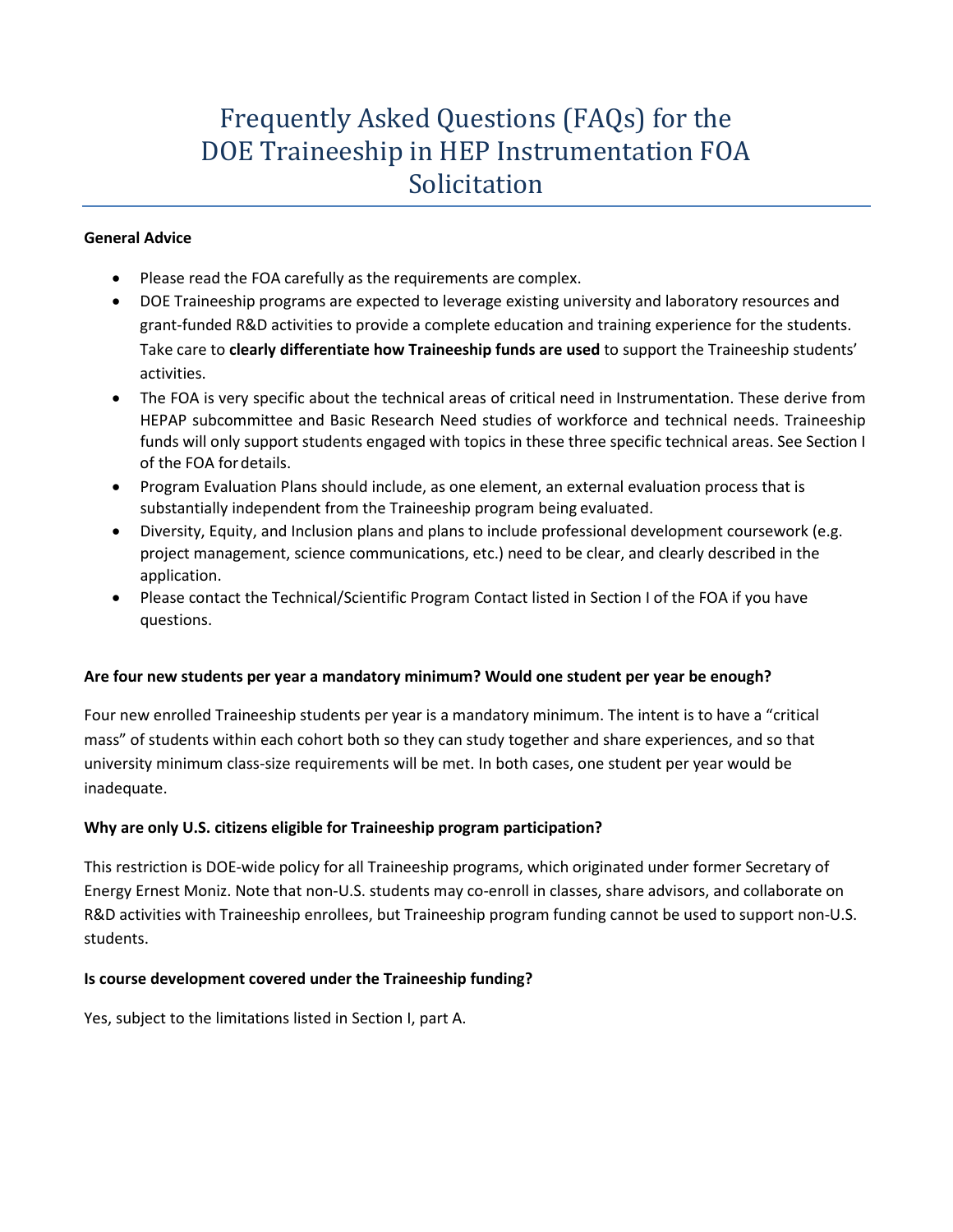# Frequently Asked Questions (FAQs) for the DOE Traineeship in HEP Instrumentation FOA Solicitation

**General Advice**

- Please read the FOA carefully as the requirements are complex.
- DOE Traineeship programs are expected to leverage existing university and laboratory resources and grant-funded R&D activities to provide a complete education and training experience for the students. Take care to **clearly differentiate how Traineeship funds are used** to support the Traineeship students' activities.
- The FOA is very specific about the technical areas of critical need in Instrumentation. These derive from HEPAP subcommittee and Basic Research Need studies of workforce and technical needs. Traineeship funds will only support students engaged with topics in these three specific technical areas. See Section I of the FOA for details.
- Program Evaluation Plans should include, as one element, an external evaluation process that is substantially independent from the Traineeship program being evaluated.
- Diversity, Equity, and Inclusion plans and plans to include professional development coursework (e.g. project management, science communications, etc.) need to be clear, and clearly described in the application.
- Please contact the Technical/Scientific Program Contact listed in Section I of the FOA if you have questions.

**Are four new students per year a mandatory minimum? Would one student per year be enough?**

Four new enrolled Traineeship students per year is a mandatory minimum. The intent is to have a "critical mass" of students within each cohort both so they can study together and share experiences, and so that university minimum class-size requirements will be met. In both cases, one student per year would be inadequate.

**Why are only U.S. citizens eligible for Traineeship program participation?**

This restriction is DOE-wide policy for all Traineeship programs, which originated under former Secretary of Energy Ernest Moniz. Note that non-U.S. students may co-enroll in classes, share advisors, and collaborate on R&D activities with Traineeship enrollees, but Traineeship program funding cannot be used to support non-U.S. students.

**Is course development covered under the Traineeship funding?**

Yes, subject to the limitations listed in Section I, part A.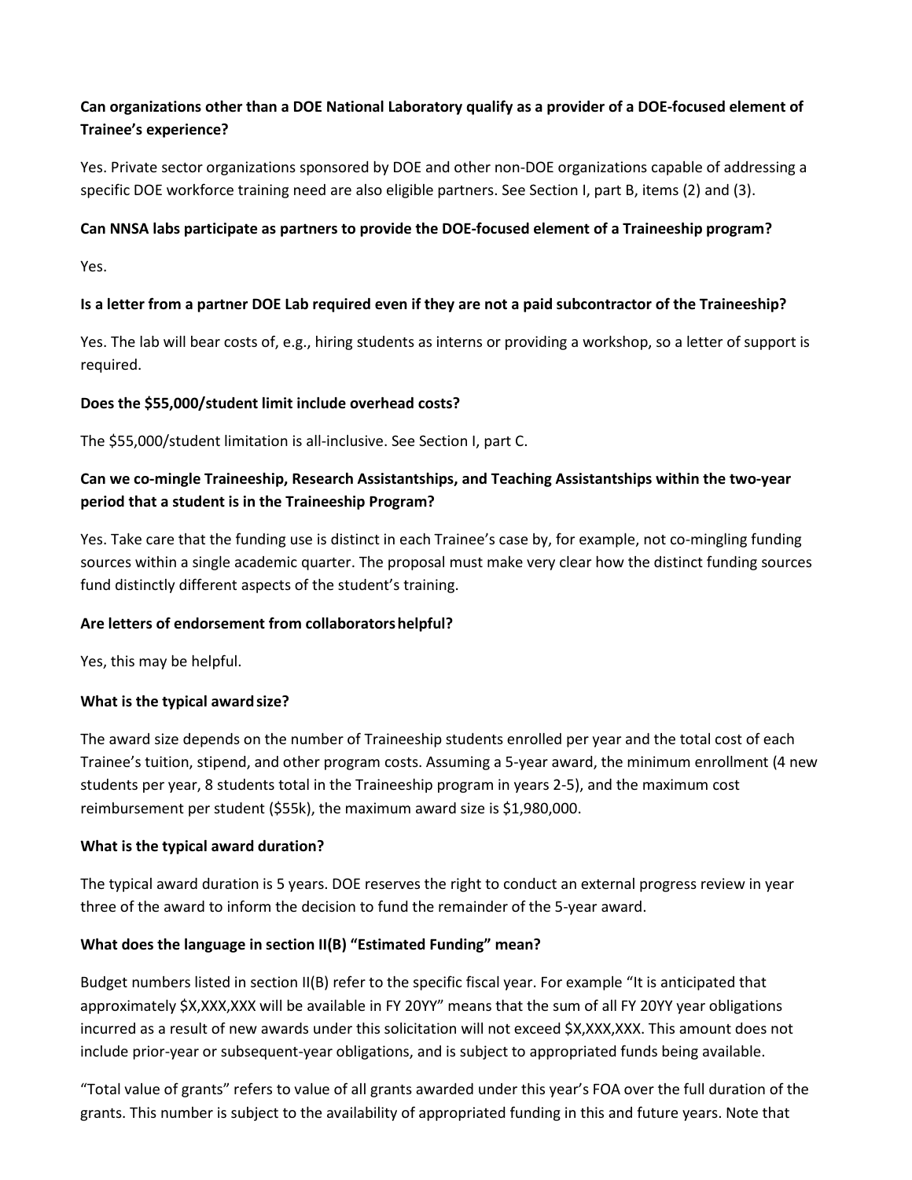**Can organizations other than a DOE National Laboratory qualify as a provider of a DOE-focused element of Trainee's experience?**

Yes. Private sector organizations sponsored by DOE and other non-DOE organizations capable of addressing a specific DOE workforce training need are also eligible partners. See Section I, part B, items (2) and (3).

**Can NNSA labs participate as partners to provide the DOE-focused element of a Traineeship program?**

Yes.

**Is a letter from a partner DOE Lab required even if they are not a paid subcontractor of the Traineeship?**

Yes. The lab will bear costs of, e.g., hiring students as interns or providing a workshop, so a letter of support is required.

**Does the $55,000/student limit include overhead costs?**

The $55,000/student limitation is all-inclusive. See Section I, part C.

**Can we co-mingle Traineeship, Research Assistantships, and Teaching Assistantships within the two-year period that a student is in the Traineeship Program?**

Yes. Take care that the funding use is distinct in each Trainee's case by, for example, not co-mingling funding sources within a single academic quarter. The proposal must make very clear how the distinct funding sources fund distinctly different aspects of the student's training.

**Are letters of endorsement from collaborators helpful?**

Yes, this may be helpful.

**What is the typical award size?**

The award size depends on the number of Traineeship students enrolled per year and the total cost of each Trainee's tuition, stipend, and other program costs. Assuming a 5-year award, the minimum enrollment (4 new students per year, 8 students total in the Traineeship program in years 2-5), and the maximum cost reimbursement per student ($55k), the maximum award size is $1,980,000.

**What is the typical award duration?**

The typical award duration is 5 years. DOE reserves the right to conduct an external progress review in year three of the award to inform the decision to fund the remainder of the 5-year award.

**What does the language in section II(B) "Estimated Funding" mean?**

Budget numbers listed in section II(B) refer to the specific fiscal year. For example "It is anticipated that approximately $X,XXX,XXX will be available in FY 20YY" means that the sum of all FY 20YY year obligations incurred as a result of new awards under this solicitation will not exceed $X,XXX,XXX. This amount does not include prior-year or subsequent-year obligations, and is subject to appropriated funds being available.

"Total value of grants" refers to value of all grants awarded under this year's FOA over the full duration of the grants. This number is subject to the availability of appropriated funding in this and future years. Note that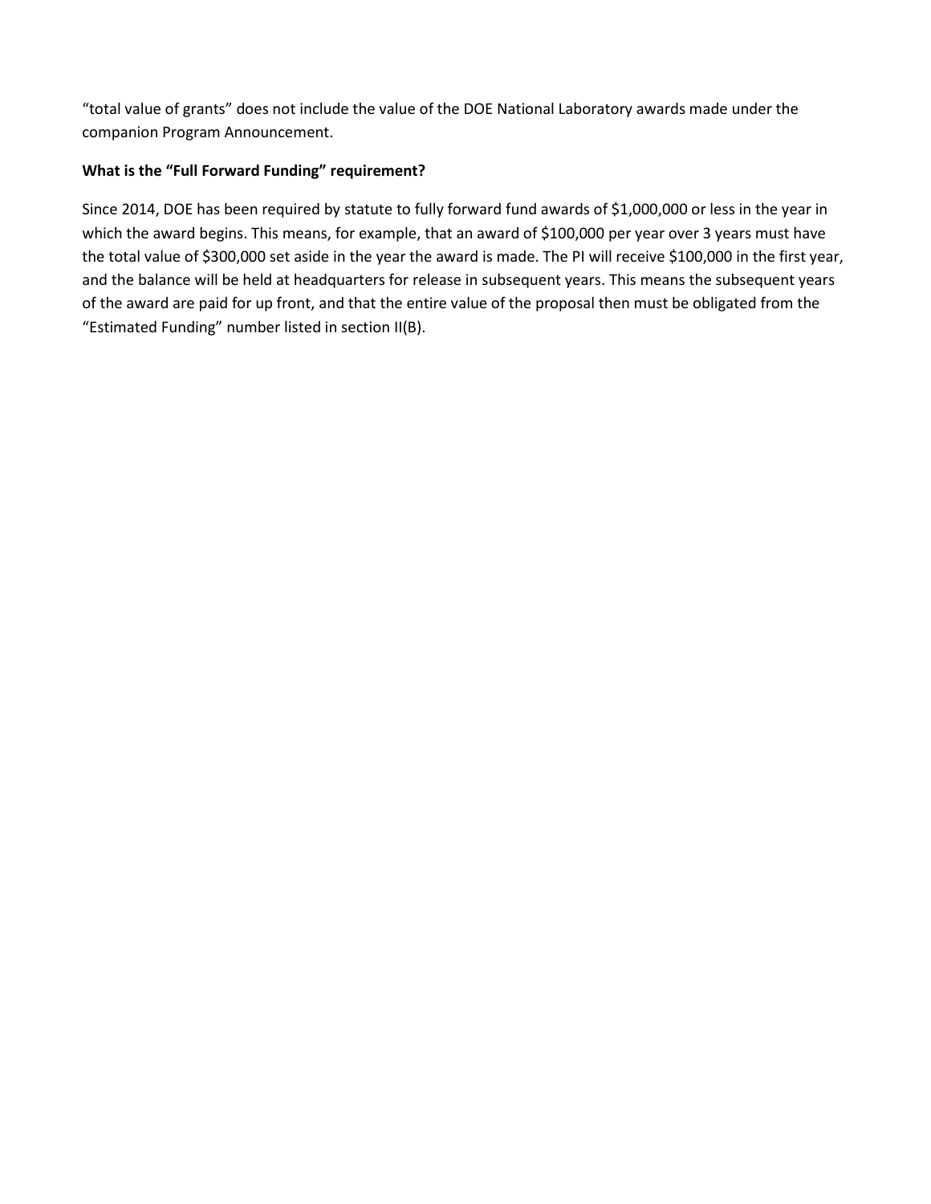“total value of grants” does not include the value of the DOE National Laboratory awards made under the companion Program Announcement.

**What is the “Full Forward Funding” requirement?**

Since 2014, DOE has been required by statute to fully forward fund awards of $1,000,000 or less in the year in which the award begins. This means, for example, that an award of $100,000 per year over 3 years must have the total value of $300,000 set aside in the year the award is made. The PI will receive $100,000 in the first year, and the balance will be held at headquarters for release in subsequent years. This means the subsequent years of the award are paid for up front, and that the entire value of the proposal then must be obligated from the “Estimated Funding” number listed in section II(B).